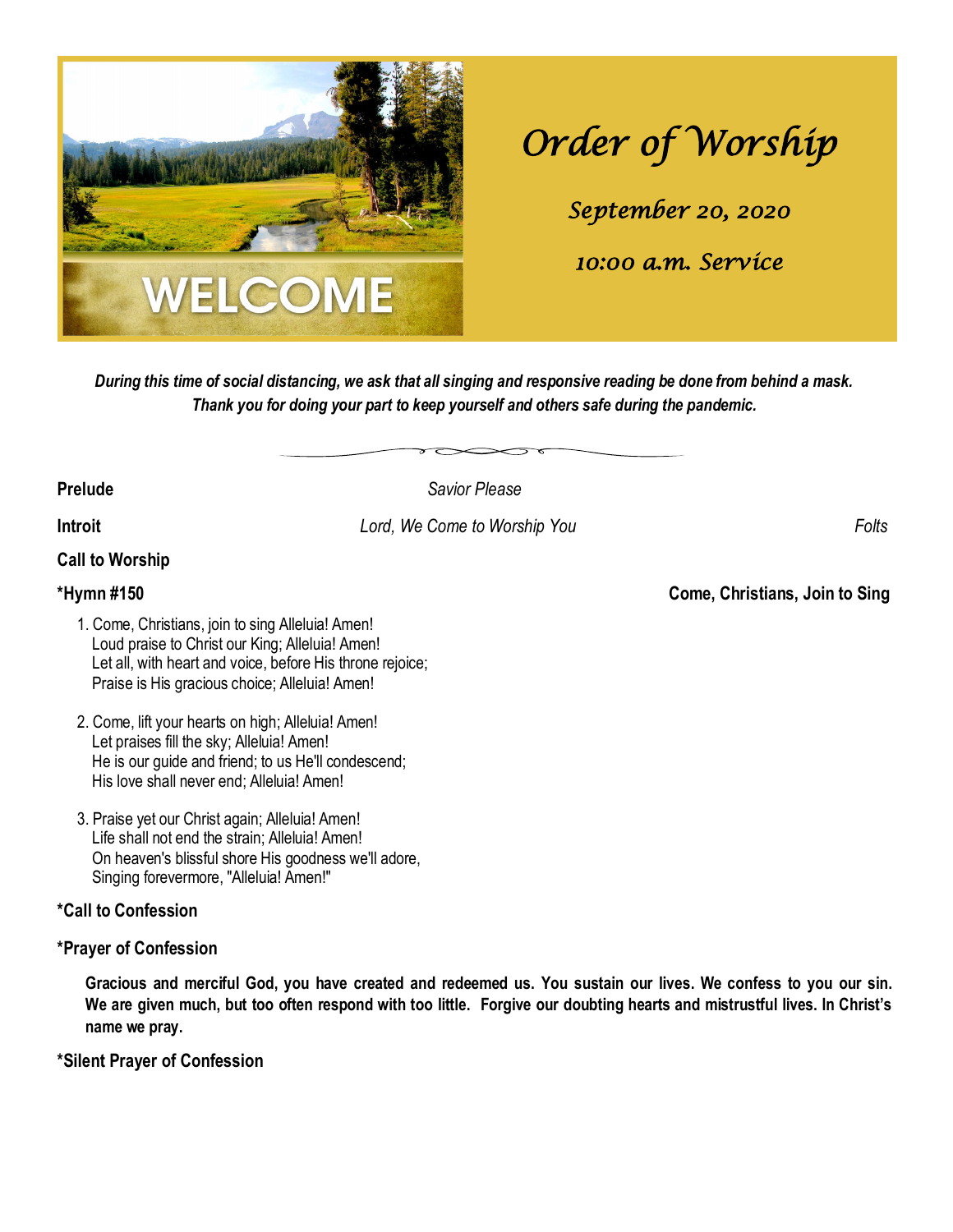WELCOME

# *Order of Worship*

*September 20, 2020*

*10:00 a.m. Service*

***During this time of social distancing, we ask that all singing and responsive reading be done from behind a mask. Thank you for doing your part to keep yourself and others safe during the pandemic.***

**Prelude** *Savior Please*

**Introit** *Lord, We Come to Worship You* *Folts*

**Call to Worship**

**\*Hymn #150** **Come, Christians, Join to Sing**

1. Come, Christians, join to sing Alleluia! Amen!
   Loud praise to Christ our King; Alleluia! Amen!
   Let all, with heart and voice, before His throne rejoice;
   Praise is His gracious choice; Alleluia! Amen!

2. Come, lift your hearts on high; Alleluia! Amen!
   Let praises fill the sky; Alleluia! Amen!
   He is our guide and friend; to us He'll condescend;
   His love shall never end; Alleluia! Amen!

3. Praise yet our Christ again; Alleluia! Amen!
   Life shall not end the strain; Alleluia! Amen!
   On heaven's blissful shore His goodness we'll adore,
   Singing forevermore, "Alleluia! Amen!"

**\*Call to Confession**

**\*Prayer of Confession**

**Gracious and merciful God, you have created and redeemed us. You sustain our lives. We confess to you our sin. We are given much, but too often respond with too little. Forgive our doubting hearts and mistrustful lives. In Christ's name we pray.**

**\*Silent Prayer of Confession**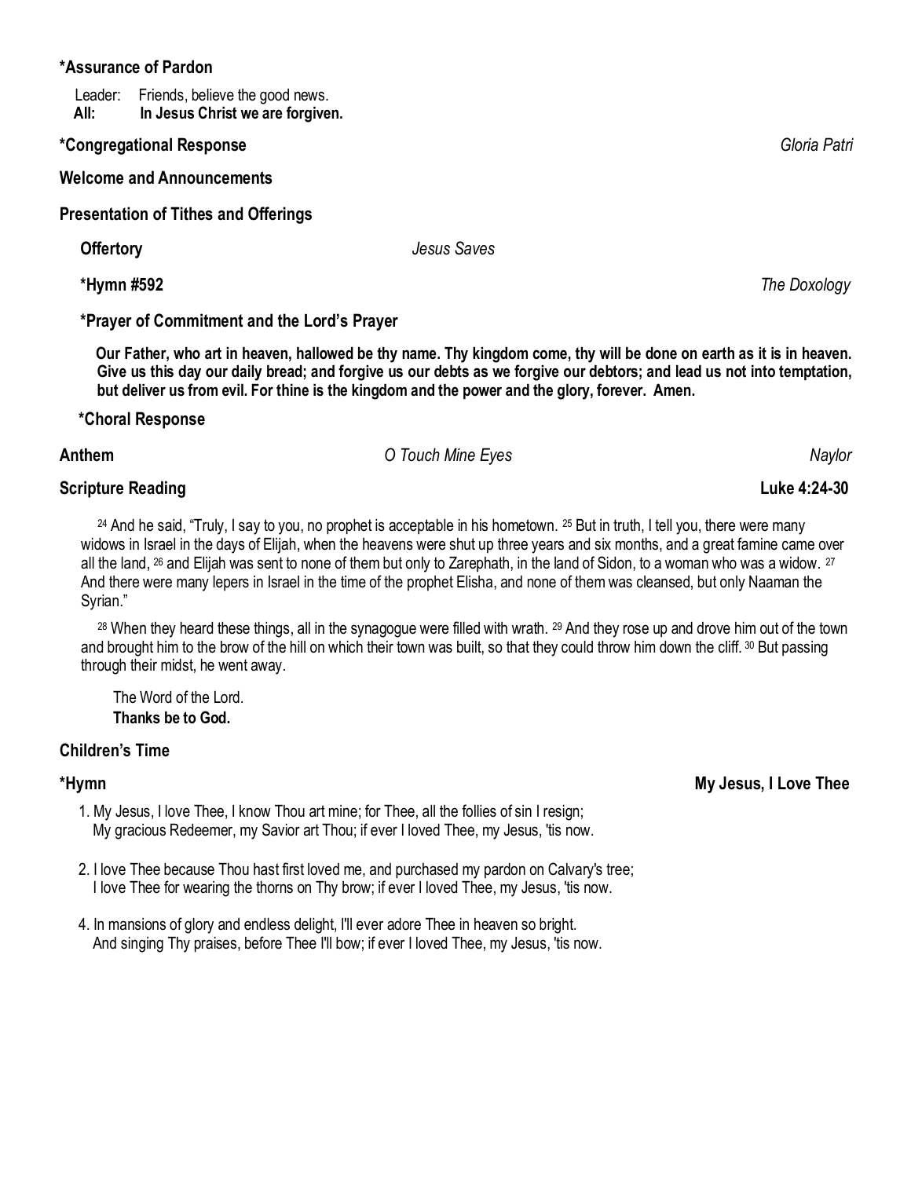**\*Assurance of Pardon**

Leader: Friends, believe the good news.
**All: In Jesus Christ we are forgiven.**

**\*Congregational Response** *Gloria Patri*

**Welcome and Announcements**

**Presentation of Tithes and Offerings**

**Offertory** *Jesus Saves*

**\*Hymn #592** *The Doxology*

**\*Prayer of Commitment and the Lord's Prayer**

**Our Father, who art in heaven, hallowed be thy name. Thy kingdom come, thy will be done on earth as it is in heaven. Give us this day our daily bread; and forgive us our debts as we forgive our debtors; and lead us not into temptation, but deliver us from evil. For thine is the kingdom and the power and the glory, forever. Amen.**

**\*Choral Response**

**Anthem** *O Touch Mine Eyes* *Naylor*

**Scripture Reading** **Luke 4:24-30**

[24] And he said, "Truly, I say to you, no prophet is acceptable in his hometown. [25] But in truth, I tell you, there were many widows in Israel in the days of Elijah, when the heavens were shut up three years and six months, and a great famine came over all the land, [26] and Elijah was sent to none of them but only to Zarephath, in the land of Sidon, to a woman who was a widow. [27] And there were many lepers in Israel in the time of the prophet Elisha, and none of them was cleansed, but only Naaman the Syrian."

[28] When they heard these things, all in the synagogue were filled with wrath. [29] And they rose up and drove him out of the town and brought him to the brow of the hill on which their town was built, so that they could throw him down the cliff. [30] But passing through their midst, he went away.

The Word of the Lord.
**Thanks be to God.**

**Children's Time**

**\*Hymn** **My Jesus, I Love Thee**

1. My Jesus, I love Thee, I know Thou art mine; for Thee, all the follies of sin I resign;
   My gracious Redeemer, my Savior art Thou; if ever I loved Thee, my Jesus, 'tis now.

2. I love Thee because Thou hast first loved me, and purchased my pardon on Calvary's tree;
   I love Thee for wearing the thorns on Thy brow; if ever I loved Thee, my Jesus, 'tis now.

4. In mansions of glory and endless delight, I'll ever adore Thee in heaven so bright.
   And singing Thy praises, before Thee I'll bow; if ever I loved Thee, my Jesus, 'tis now.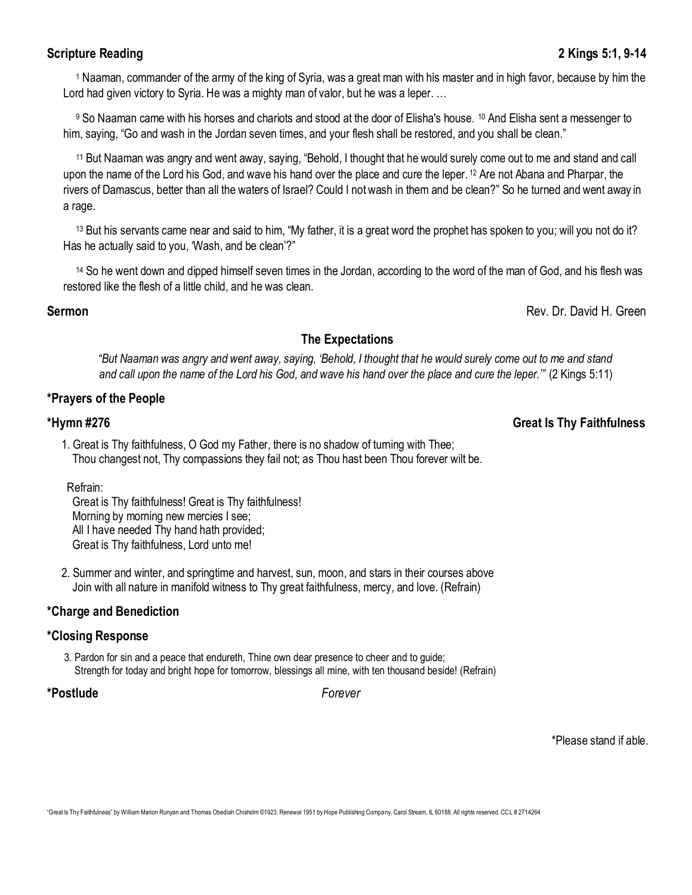**Scripture Reading** **2 Kings 5:1, 9-14**

[1] Naaman, commander of the army of the king of Syria, was a great man with his master and in high favor, because by him the Lord had given victory to Syria. He was a mighty man of valor, but he was a leper. …

[9] So Naaman came with his horses and chariots and stood at the door of Elisha's house. [10] And Elisha sent a messenger to him, saying, "Go and wash in the Jordan seven times, and your flesh shall be restored, and you shall be clean."

[11] But Naaman was angry and went away, saying, "Behold, I thought that he would surely come out to me and stand and call upon the name of the Lord his God, and wave his hand over the place and cure the leper. [12] Are not Abana and Pharpar, the rivers of Damascus, better than all the waters of Israel? Could I not wash in them and be clean?" So he turned and went away in a rage.

[13] But his servants came near and said to him, "My father, it is a great word the prophet has spoken to you; will you not do it? Has he actually said to you, 'Wash, and be clean'?"

[14] So he went down and dipped himself seven times in the Jordan, according to the word of the man of God, and his flesh was restored like the flesh of a little child, and he was clean.

**Sermon** Rev. Dr. David H. Green

**The Expectations**

*"But Naaman was angry and went away, saying, 'Behold, I thought that he would surely come out to me and stand and call upon the name of the Lord his God, and wave his hand over the place and cure the leper.'"* (2 Kings 5:11)

**\*Prayers of the People**

**\*Hymn #276** **Great Is Thy Faithfulness**

1. Great is Thy faithfulness, O God my Father, there is no shadow of turning with Thee;
   Thou changest not, Thy compassions they fail not; as Thou hast been Thou forever wilt be.

Refrain:
Great is Thy faithfulness! Great is Thy faithfulness!
Morning by morning new mercies I see;
All I have needed Thy hand hath provided;
Great is Thy faithfulness, Lord unto me!

2. Summer and winter, and springtime and harvest, sun, moon, and stars in their courses above
   Join with all nature in manifold witness to Thy great faithfulness, mercy, and love. (Refrain)

**\*Charge and Benediction**

**\*Closing Response**

3. Pardon for sin and a peace that endureth, Thine own dear presence to cheer and to guide;
   Strength for today and bright hope for tomorrow, blessings all mine, with ten thousand beside! (Refrain)

**\*Postlude** *Forever*

\*Please stand if able.

"Great Is Thy Faithfulness" by William Marion Runyan and Thomas Obediah Chisholm ©1923. Renewal 1951 by Hope Publishing Company, Carol Stream, IL 60188. All rights reserved. CCL # 2714264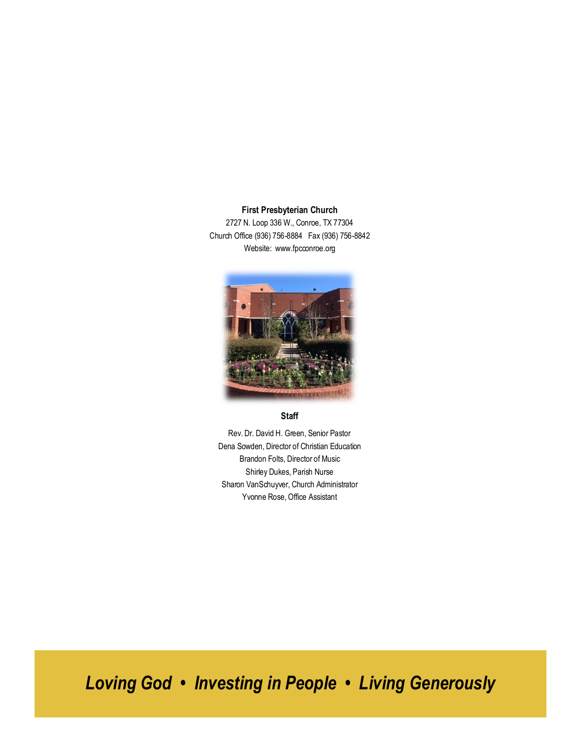**First Presbyterian Church**

2727 N. Loop 336 W., Conroe, TX 77304

Church Office (936) 756-8884   Fax (936) 756-8842

Website:  www.fpcconroe.org

**Staff**

Rev. Dr. David H. Green, Senior Pastor

Dena Sowden, Director of Christian Education

Brandon Folts, Director of Music

Shirley Dukes, Parish Nurse

Sharon VanSchuyver, Church Administrator

Yvonne Rose, Office Assistant

***Loving God  •  Investing in People  •  Living Generously***